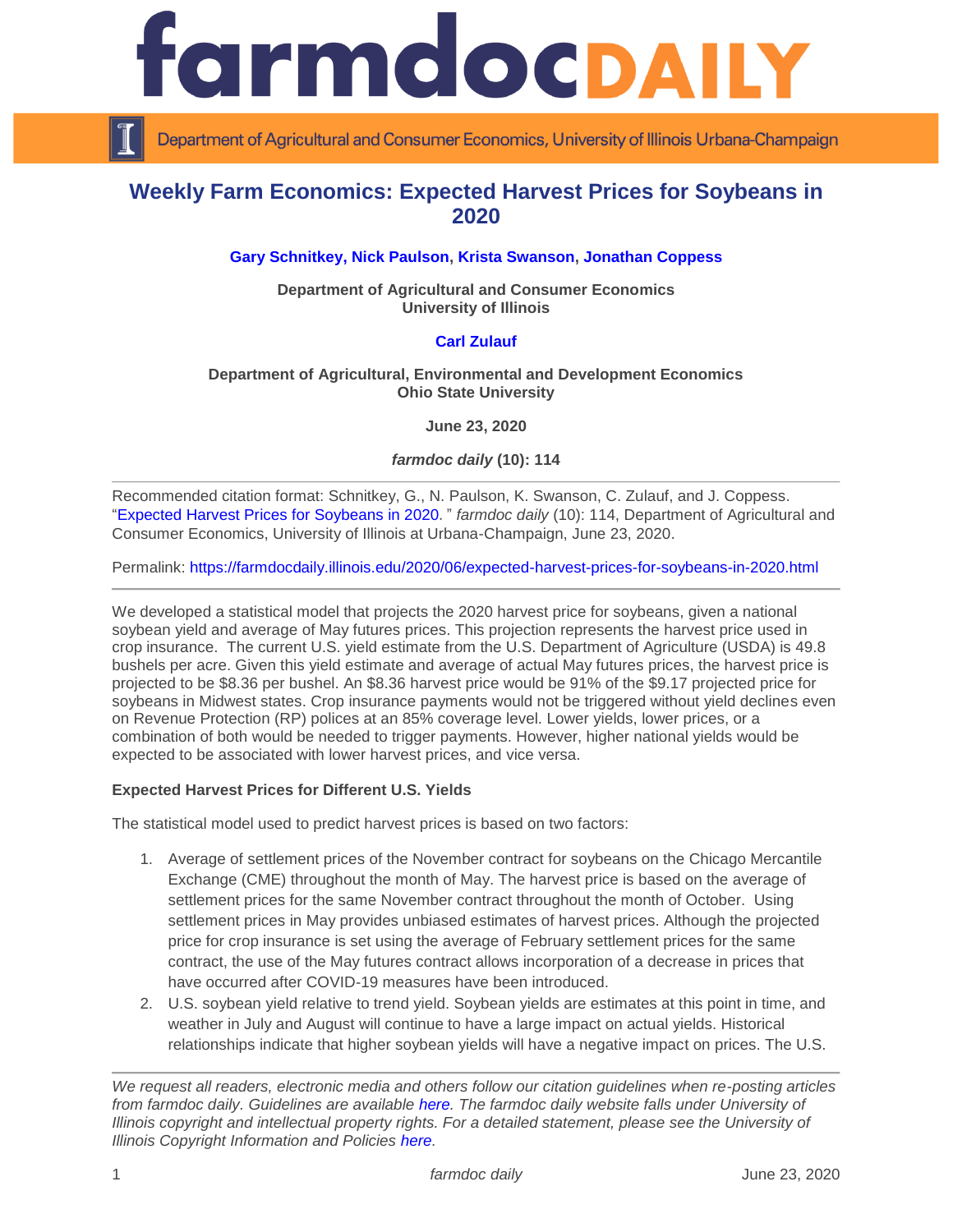# farmdoc DAILY

Department of Agricultural and Consumer Economics, University of Illinois Urbana-Champaign

## Weekly Farm Economics: Expected Harvest Prices for Soybeans in 2020

**Gary Schnitkey, Nick Paulson, Krista Swanson, Jonathan Coppess**

**Department of Agricultural and Consumer Economics**
**University of Illinois**

**Carl Zulauf**

**Department of Agricultural, Environmental and Development Economics**
**Ohio State University**

**June 23, 2020**

***farmdoc daily* (10): 114**

---

Recommended citation format: Schnitkey, G., N. Paulson, K. Swanson, C. Zulauf, and J. Coppess. "Expected Harvest Prices for Soybeans in 2020." *farmdoc daily* (10): 114, Department of Agricultural and Consumer Economics, University of Illinois at Urbana-Champaign, June 23, 2020.

Permalink: https://farmdocdaily.illinois.edu/2020/06/expected-harvest-prices-for-soybeans-in-2020.html

---

We developed a statistical model that projects the 2020 harvest price for soybeans, given a national soybean yield and average of May futures prices. This projection represents the harvest price used in crop insurance. The current U.S. yield estimate from the U.S. Department of Agriculture (USDA) is 49.8 bushels per acre. Given this yield estimate and average of actual May futures prices, the harvest price is projected to be $8.36 per bushel. An $8.36 harvest price would be 91% of the $9.17 projected price for soybeans in Midwest states. Crop insurance payments would not be triggered without yield declines even on Revenue Protection (RP) polices at an 85% coverage level. Lower yields, lower prices, or a combination of both would be needed to trigger payments. However, higher national yields would be expected to be associated with lower harvest prices, and vice versa.

**Expected Harvest Prices for Different U.S. Yields**

The statistical model used to predict harvest prices is based on two factors:

1. Average of settlement prices of the November contract for soybeans on the Chicago Mercantile Exchange (CME) throughout the month of May. The harvest price is based on the average of settlement prices for the same November contract throughout the month of October. Using settlement prices in May provides unbiased estimates of harvest prices. Although the projected price for crop insurance is set using the average of February settlement prices for the same contract, the use of the May futures contract allows incorporation of a decrease in prices that have occurred after COVID-19 measures have been introduced.
2. U.S. soybean yield relative to trend yield. Soybean yields are estimates at this point in time, and weather in July and August will continue to have a large impact on actual yields. Historical relationships indicate that higher soybean yields will have a negative impact on prices. The U.S.

---

*We request all readers, electronic media and others follow our citation guidelines when re-posting articles from farmdoc daily. Guidelines are available here. The farmdoc daily website falls under University of Illinois copyright and intellectual property rights. For a detailed statement, please see the University of Illinois Copyright Information and Policies here.*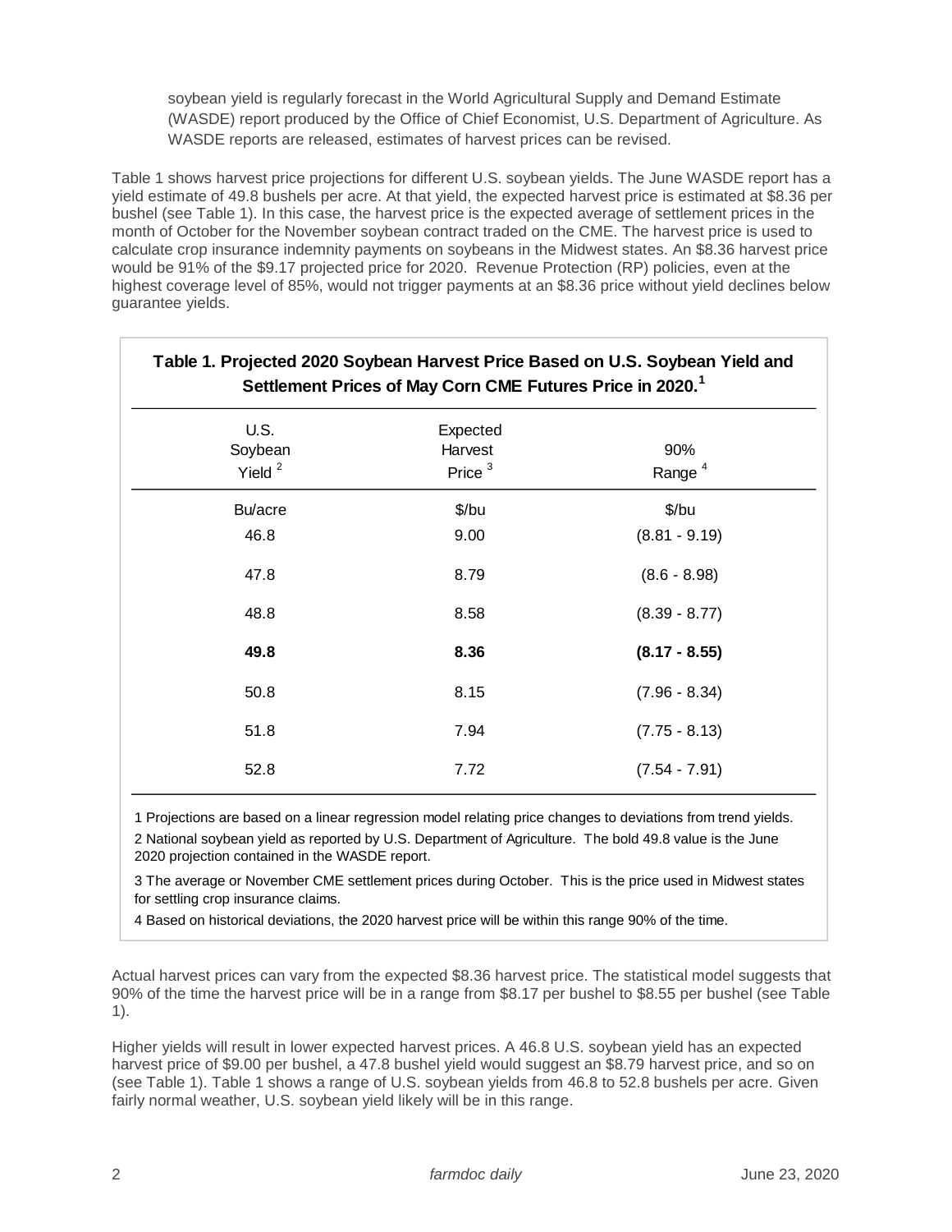soybean yield is regularly forecast in the World Agricultural Supply and Demand Estimate (WASDE) report produced by the Office of Chief Economist, U.S. Department of Agriculture. As WASDE reports are released, estimates of harvest prices can be revised.

Table 1 shows harvest price projections for different U.S. soybean yields. The June WASDE report has a yield estimate of 49.8 bushels per acre. At that yield, the expected harvest price is estimated at $8.36 per bushel (see Table 1). In this case, the harvest price is the expected average of settlement prices in the month of October for the November soybean contract traded on the CME. The harvest price is used to calculate crop insurance indemnity payments on soybeans in the Midwest states. An $8.36 harvest price would be 91% of the $9.17 projected price for 2020. Revenue Protection (RP) policies, even at the highest coverage level of 85%, would not trigger payments at an $8.36 price without yield declines below guarantee yields.

**Table 1. Projected 2020 Soybean Harvest Price Based on U.S. Soybean Yield and Settlement Prices of May Corn CME Futures Price in 2020.**[1]

| U.S. Soybean Yield [2] | Expected Harvest Price [3] | 90% Range [4] |
|---|---|---|
| Bu/acre | $/bu | $/bu |
| 46.8 | 9.00 | (8.81 - 9.19) |
| 47.8 | 8.79 | (8.6 - 8.98) |
| 48.8 | 8.58 | (8.39 - 8.77) |
| **49.8** | **8.36** | **(8.17 - 8.55)** |
| 50.8 | 8.15 | (7.96 - 8.34) |
| 51.8 | 7.94 | (7.75 - 8.13) |
| 52.8 | 7.72 | (7.54 - 7.91) |

1 Projections are based on a linear regression model relating price changes to deviations from trend yields.

2 National soybean yield as reported by U.S. Department of Agriculture. The bold 49.8 value is the June 2020 projection contained in the WASDE report.

3 The average or November CME settlement prices during October. This is the price used in Midwest states for settling crop insurance claims.

4 Based on historical deviations, the 2020 harvest price will be within this range 90% of the time.

Actual harvest prices can vary from the expected $8.36 harvest price. The statistical model suggests that 90% of the time the harvest price will be in a range from $8.17 per bushel to $8.55 per bushel (see Table 1).

Higher yields will result in lower expected harvest prices. A 46.8 U.S. soybean yield has an expected harvest price of $9.00 per bushel, a 47.8 bushel yield would suggest an $8.79 harvest price, and so on (see Table 1). Table 1 shows a range of U.S. soybean yields from 46.8 to 52.8 bushels per acre. Given fairly normal weather, U.S. soybean yield likely will be in this range.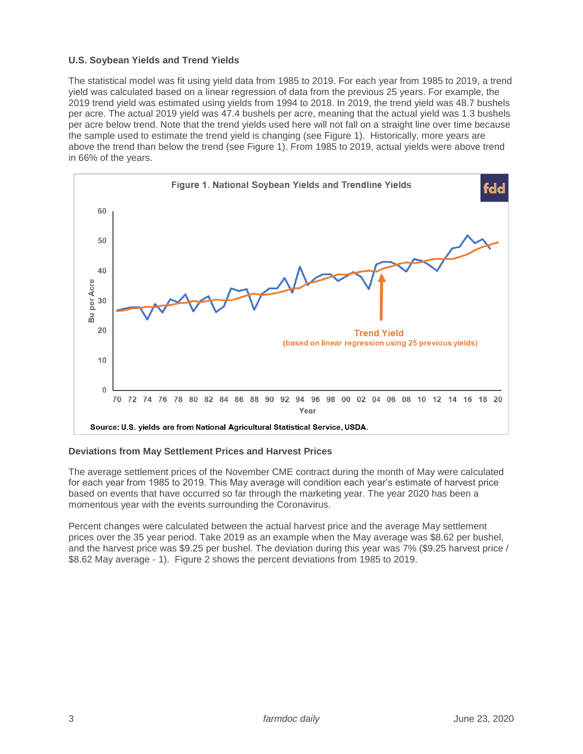### U.S. Soybean Yields and Trend Yields

The statistical model was fit using yield data from 1985 to 2019. For each year from 1985 to 2019, a trend yield was calculated based on a linear regression of data from the previous 25 years. For example, the 2019 trend yield was estimated using yields from 1994 to 2018. In 2019, the trend yield was 48.7 bushels per acre. The actual 2019 yield was 47.4 bushels per acre, meaning that the actual yield was 1.3 bushels per acre below trend. Note that the trend yields used here will not fall on a straight line over time because the sample used to estimate the trend yield is changing (see Figure 1). Historically, more years are above the trend than below the trend (see Figure 1). From 1985 to 2019, actual yields were above trend in 66% of the years.

Figure 1. National Soybean Yields and Trendline Yields

Source: U.S. yields are from National Agricultural Statistical Service, USDA.

### Deviations from May Settlement Prices and Harvest Prices

The average settlement prices of the November CME contract during the month of May were calculated for each year from 1985 to 2019. This May average will condition each year's estimate of harvest price based on events that have occurred so far through the marketing year. The year 2020 has been a momentous year with the events surrounding the Coronavirus.

Percent changes were calculated between the actual harvest price and the average May settlement prices over the 35 year period. Take 2019 as an example when the May average was $8.62 per bushel, and the harvest price was $9.25 per bushel. The deviation during this year was 7% ($9.25 harvest price / $8.62 May average - 1). Figure 2 shows the percent deviations from 1985 to 2019.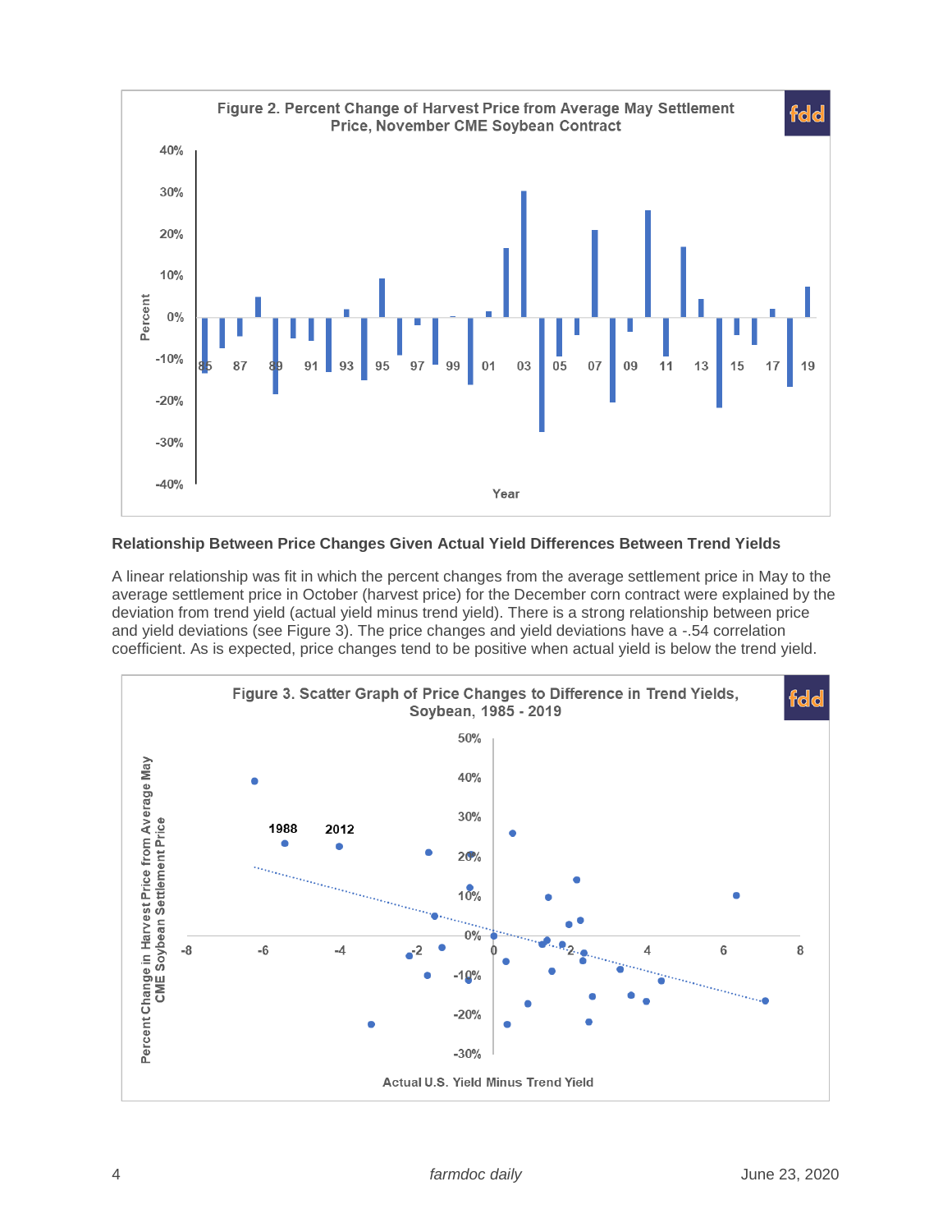Figure 2. Percent Change of Harvest Price from Average May Settlement Price, November CME Soybean Contract

## Relationship Between Price Changes Given Actual Yield Differences Between Trend Yields

A linear relationship was fit in which the percent changes from the average settlement price in May to the average settlement price in October (harvest price) for the December corn contract were explained by the deviation from trend yield (actual yield minus trend yield). There is a strong relationship between price and yield deviations (see Figure 3). The price changes and yield deviations have a -.54 correlation coefficient. As is expected, price changes tend to be positive when actual yield is below the trend yield.

Figure 3. Scatter Graph of Price Changes to Difference in Trend Yields, Soybean, 1985 - 2019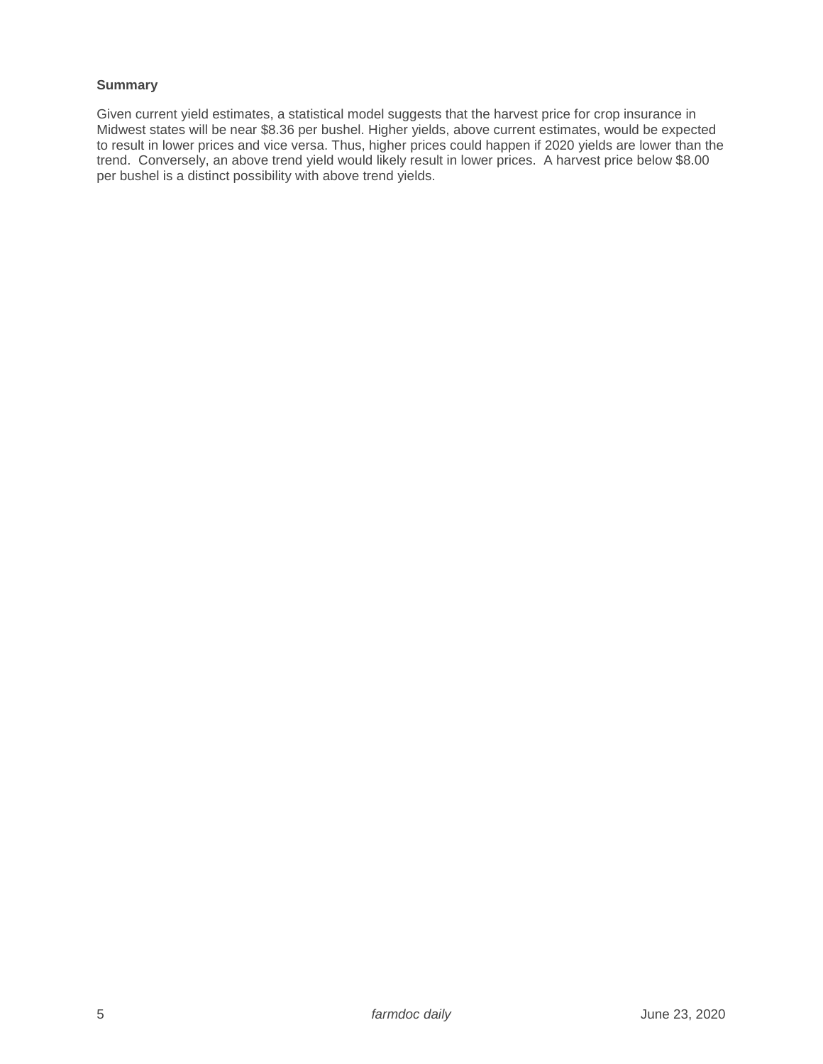**Summary**

Given current yield estimates, a statistical model suggests that the harvest price for crop insurance in Midwest states will be near $8.36 per bushel. Higher yields, above current estimates, would be expected to result in lower prices and vice versa. Thus, higher prices could happen if 2020 yields are lower than the trend. Conversely, an above trend yield would likely result in lower prices. A harvest price below $8.00 per bushel is a distinct possibility with above trend yields.